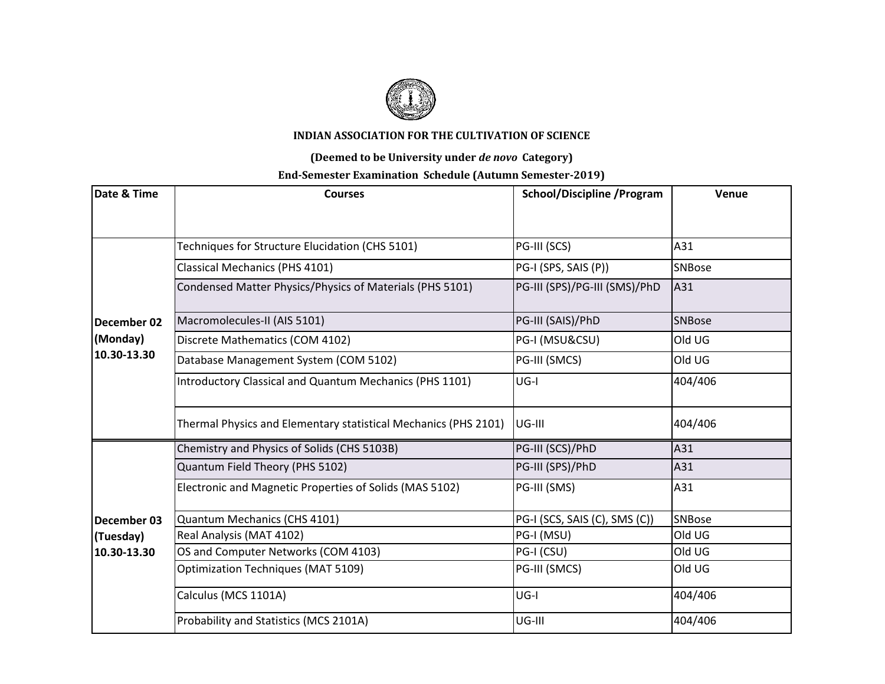**INDIAN ASSOCIATION FOR THE CULTIVATION OF SCIENCE**

**(Deemed to be University under *de novo* Category)**

**End-Semester Examination Schedule (Autumn Semester-2019)**

| Date & Time | Courses | School/Discipline /Program | Venue |
|---|---|---|---|
| December 02 (Monday) 10.30-13.30 | Techniques for Structure Elucidation (CHS 5101) | PG-III (SCS) | A31 |
| | Classical Mechanics (PHS 4101) | PG-I (SPS, SAIS (P)) | SNBose |
| | Condensed Matter Physics/Physics of Materials (PHS 5101) | PG-III (SPS)/PG-III (SMS)/PhD | A31 |
| | Macromolecules-II (AIS 5101) | PG-III (SAIS)/PhD | SNBose |
| | Discrete Mathematics (COM 4102) | PG-I (MSU&CSU) | Old UG |
| | Database Management System (COM 5102) | PG-III (SMCS) | Old UG |
| | Introductory Classical and Quantum Mechanics (PHS 1101) | UG-I | 404/406 |
| | Thermal Physics and Elementary statistical Mechanics (PHS 2101) | UG-III | 404/406 |
| December 03 (Tuesday) 10.30-13.30 | Chemistry and Physics of Solids (CHS 5103B) | PG-III (SCS)/PhD | A31 |
| | Quantum Field Theory (PHS 5102) | PG-III (SPS)/PhD | A31 |
| | Electronic and Magnetic Properties of Solids (MAS 5102) | PG-III (SMS) | A31 |
| | Quantum Mechanics (CHS 4101) | PG-I (SCS, SAIS (C), SMS (C)) | SNBose |
| | Real Analysis (MAT 4102) | PG-I (MSU) | Old UG |
| | OS and Computer Networks (COM 4103) | PG-I (CSU) | Old UG |
| | Optimization Techniques (MAT 5109) | PG-III (SMCS) | Old UG |
| | Calculus (MCS 1101A) | UG-I | 404/406 |
| | Probability and Statistics (MCS 2101A) | UG-III | 404/406 |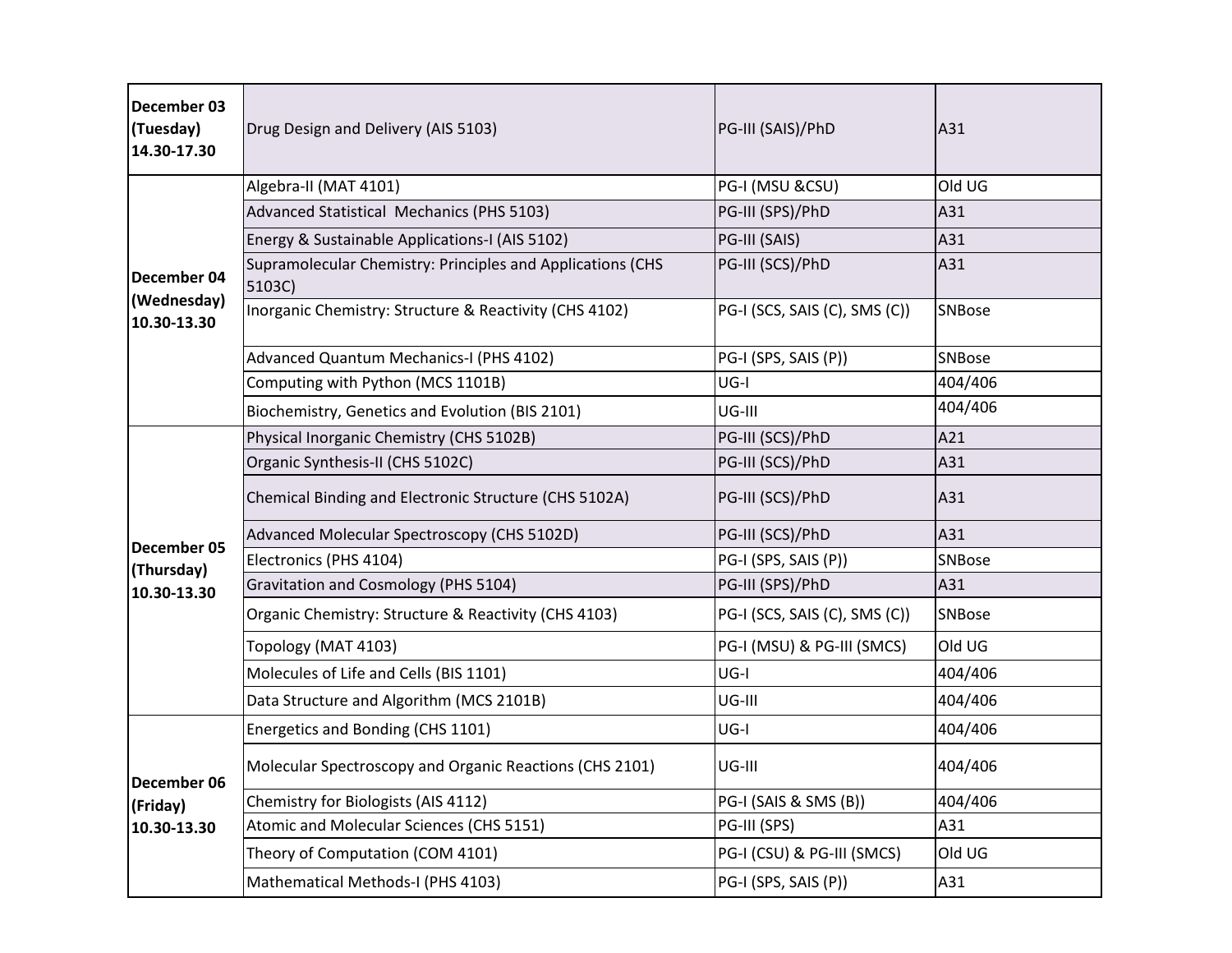| | | | |
|---|---|---|---|
| **December 03 (Tuesday) 14.30-17.30** | Drug Design and Delivery (AIS 5103) | PG-III (SAIS)/PhD | A31 |
| **December 04 (Wednesday) 10.30-13.30** | Algebra-II (MAT 4101) | PG-I (MSU &CSU) | Old UG |
| | Advanced Statistical Mechanics (PHS 5103) | PG-III (SPS)/PhD | A31 |
| | Energy & Sustainable Applications-I (AIS 5102) | PG-III (SAIS) | A31 |
| | Supramolecular Chemistry: Principles and Applications (CHS 5103C) | PG-III (SCS)/PhD | A31 |
| | Inorganic Chemistry: Structure & Reactivity (CHS 4102) | PG-I (SCS, SAIS (C), SMS (C)) | SNBose |
| | Advanced Quantum Mechanics-I (PHS 4102) | PG-I (SPS, SAIS (P)) | SNBose |
| | Computing with Python (MCS 1101B) | UG-I | 404/406 |
| | Biochemistry, Genetics and Evolution (BIS 2101) | UG-III | 404/406 |
| **December 05 (Thursday) 10.30-13.30** | Physical Inorganic Chemistry (CHS 5102B) | PG-III (SCS)/PhD | A21 |
| | Organic Synthesis-II (CHS 5102C) | PG-III (SCS)/PhD | A31 |
| | Chemical Binding and Electronic Structure (CHS 5102A) | PG-III (SCS)/PhD | A31 |
| | Advanced Molecular Spectroscopy (CHS 5102D) | PG-III (SCS)/PhD | A31 |
| | Electronics (PHS 4104) | PG-I (SPS, SAIS (P)) | SNBose |
| | Gravitation and Cosmology (PHS 5104) | PG-III (SPS)/PhD | A31 |
| | Organic Chemistry: Structure & Reactivity (CHS 4103) | PG-I (SCS, SAIS (C), SMS (C)) | SNBose |
| | Topology (MAT 4103) | PG-I (MSU) & PG-III (SMCS) | Old UG |
| | Molecules of Life and Cells (BIS 1101) | UG-I | 404/406 |
| | Data Structure and Algorithm (MCS 2101B) | UG-III | 404/406 |
| **December 06 (Friday) 10.30-13.30** | Energetics and Bonding (CHS 1101) | UG-I | 404/406 |
| | Molecular Spectroscopy and Organic Reactions (CHS 2101) | UG-III | 404/406 |
| | Chemistry for Biologists (AIS 4112) | PG-I (SAIS & SMS (B)) | 404/406 |
| | Atomic and Molecular Sciences (CHS 5151) | PG-III (SPS) | A31 |
| | Theory of Computation (COM 4101) | PG-I (CSU) & PG-III (SMCS) | Old UG |
| | Mathematical Methods-I (PHS 4103) | PG-I (SPS, SAIS (P)) | A31 |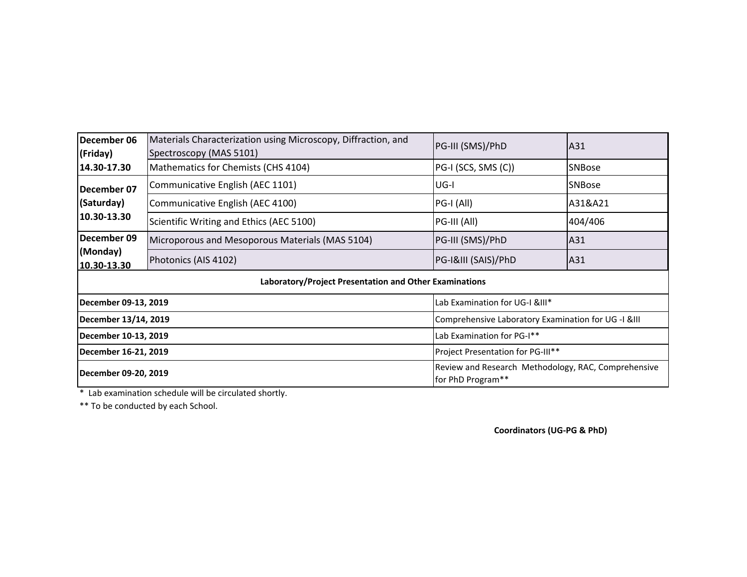| | | | |
|---|---|---|---|
| **December 06 (Friday) 14.30-17.30** | Materials Characterization using Microscopy, Diffraction, and Spectroscopy (MAS 5101) | PG-III (SMS)/PhD | A31 |
| | Mathematics for Chemists (CHS 4104) | PG-I (SCS, SMS (C)) | SNBose |
| **December 07 (Saturday) 10.30-13.30** | Communicative English (AEC 1101) | UG-I | SNBose |
| | Communicative English (AEC 4100) | PG-I (All) | A31&A21 |
| | Scientific Writing and Ethics (AEC 5100) | PG-III (All) | 404/406 |
| **December 09 (Monday) 10.30-13.30** | Microporous and Mesoporous Materials (MAS 5104) | PG-III (SMS)/PhD | A31 |
| | Photonics (AIS 4102) | PG-I&III (SAIS)/PhD | A31 |

**Laboratory/Project Presentation and Other Examinations**

| | |
|---|---|
| **December 09-13, 2019** | Lab Examination for UG-I &III* |
| **December 13/14, 2019** | Comprehensive Laboratory Examination for UG -I &III |
| **December 10-13, 2019** | Lab Examination for PG-I** |
| **December 16-21, 2019** | Project Presentation for PG-III** |
| **December 09-20, 2019** | Review and Research Methodology, RAC, Comprehensive for PhD Program** |

* Lab examination schedule will be circulated shortly.

** To be conducted by each School.

**Coordinators (UG-PG & PhD)**